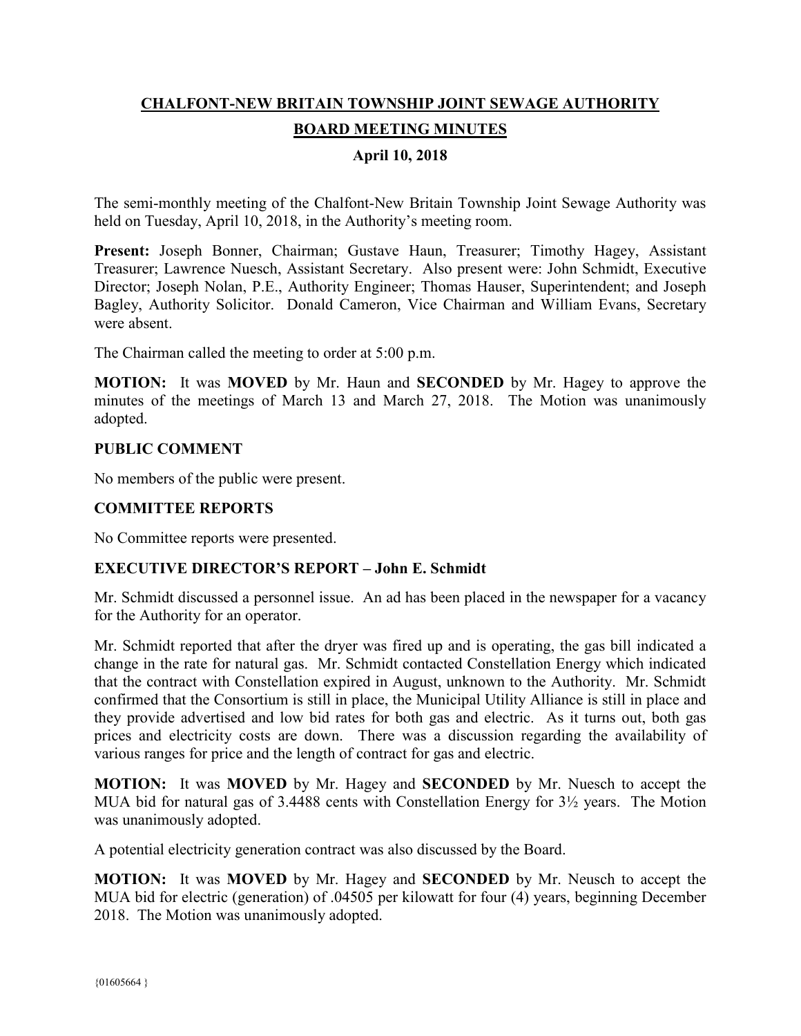# CHALFONT-NEW BRITAIN TOWNSHIP JOINT SEWAGE AUTHORITY

## BOARD MEETING MINUTES

### April 10, 2018

The semi-monthly meeting of the Chalfont-New Britain Township Joint Sewage Authority was held on Tuesday, April 10, 2018, in the Authority's meeting room.

**Present:** Joseph Bonner, Chairman; Gustave Haun, Treasurer; Timothy Hagey, Assistant Treasurer; Lawrence Nuesch, Assistant Secretary. Also present were: John Schmidt, Executive Director; Joseph Nolan, P.E., Authority Engineer; Thomas Hauser, Superintendent; and Joseph Bagley, Authority Solicitor. Donald Cameron, Vice Chairman and William Evans, Secretary were absent.

The Chairman called the meeting to order at 5:00 p.m.

**MOTION:** It was **MOVED** by Mr. Haun and **SECONDED** by Mr. Hagey to approve the minutes of the meetings of March 13 and March 27, 2018. The Motion was unanimously adopted.

**PUBLIC COMMENT**

No members of the public were present.

**COMMITTEE REPORTS**

No Committee reports were presented.

**EXECUTIVE DIRECTOR'S REPORT – John E. Schmidt**

Mr. Schmidt discussed a personnel issue. An ad has been placed in the newspaper for a vacancy for the Authority for an operator.

Mr. Schmidt reported that after the dryer was fired up and is operating, the gas bill indicated a change in the rate for natural gas. Mr. Schmidt contacted Constellation Energy which indicated that the contract with Constellation expired in August, unknown to the Authority. Mr. Schmidt confirmed that the Consortium is still in place, the Municipal Utility Alliance is still in place and they provide advertised and low bid rates for both gas and electric. As it turns out, both gas prices and electricity costs are down. There was a discussion regarding the availability of various ranges for price and the length of contract for gas and electric.

**MOTION:** It was **MOVED** by Mr. Hagey and **SECONDED** by Mr. Nuesch to accept the MUA bid for natural gas of 3.4488 cents with Constellation Energy for 3½ years. The Motion was unanimously adopted.

A potential electricity generation contract was also discussed by the Board.

**MOTION:** It was **MOVED** by Mr. Hagey and **SECONDED** by Mr. Neusch to accept the MUA bid for electric (generation) of .04505 per kilowatt for four (4) years, beginning December 2018. The Motion was unanimously adopted.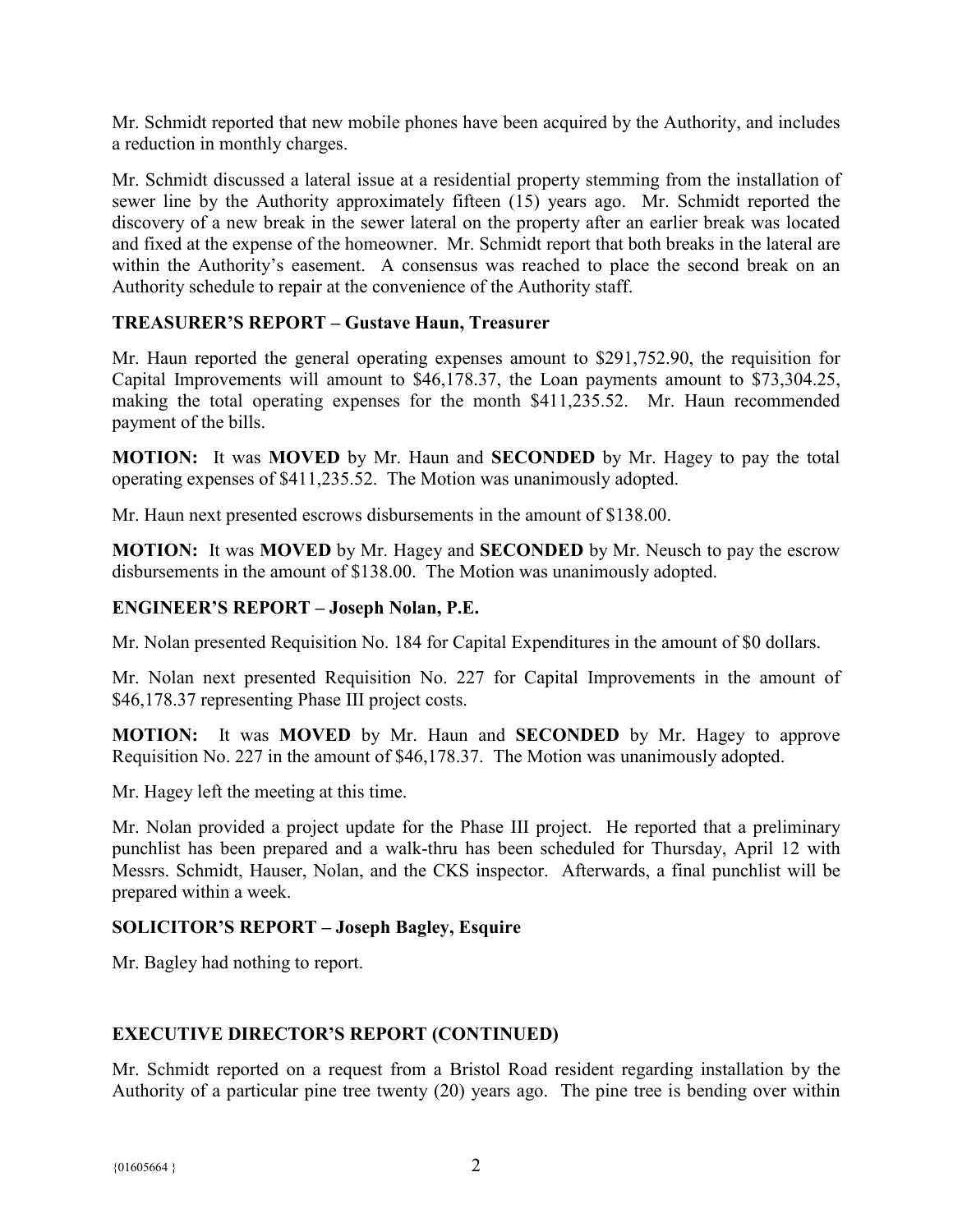Mr. Schmidt reported that new mobile phones have been acquired by the Authority, and includes a reduction in monthly charges.

Mr. Schmidt discussed a lateral issue at a residential property stemming from the installation of sewer line by the Authority approximately fifteen (15) years ago. Mr. Schmidt reported the discovery of a new break in the sewer lateral on the property after an earlier break was located and fixed at the expense of the homeowner. Mr. Schmidt report that both breaks in the lateral are within the Authority's easement. A consensus was reached to place the second break on an Authority schedule to repair at the convenience of the Authority staff.

**TREASURER'S REPORT – Gustave Haun, Treasurer**

Mr. Haun reported the general operating expenses amount to $291,752.90, the requisition for Capital Improvements will amount to $46,178.37, the Loan payments amount to $73,304.25, making the total operating expenses for the month $411,235.52. Mr. Haun recommended payment of the bills.

**MOTION:** It was **MOVED** by Mr. Haun and **SECONDED** by Mr. Hagey to pay the total operating expenses of $411,235.52. The Motion was unanimously adopted.

Mr. Haun next presented escrows disbursements in the amount of $138.00.

**MOTION:** It was **MOVED** by Mr. Hagey and **SECONDED** by Mr. Neusch to pay the escrow disbursements in the amount of $138.00. The Motion was unanimously adopted.

**ENGINEER'S REPORT – Joseph Nolan, P.E.**

Mr. Nolan presented Requisition No. 184 for Capital Expenditures in the amount of $0 dollars.

Mr. Nolan next presented Requisition No. 227 for Capital Improvements in the amount of $46,178.37 representing Phase III project costs.

**MOTION:** It was **MOVED** by Mr. Haun and **SECONDED** by Mr. Hagey to approve Requisition No. 227 in the amount of $46,178.37. The Motion was unanimously adopted.

Mr. Hagey left the meeting at this time.

Mr. Nolan provided a project update for the Phase III project. He reported that a preliminary punchlist has been prepared and a walk-thru has been scheduled for Thursday, April 12 with Messrs. Schmidt, Hauser, Nolan, and the CKS inspector. Afterwards, a final punchlist will be prepared within a week.

**SOLICITOR'S REPORT – Joseph Bagley, Esquire**

Mr. Bagley had nothing to report.

**EXECUTIVE DIRECTOR'S REPORT (CONTINUED)**

Mr. Schmidt reported on a request from a Bristol Road resident regarding installation by the Authority of a particular pine tree twenty (20) years ago. The pine tree is bending over within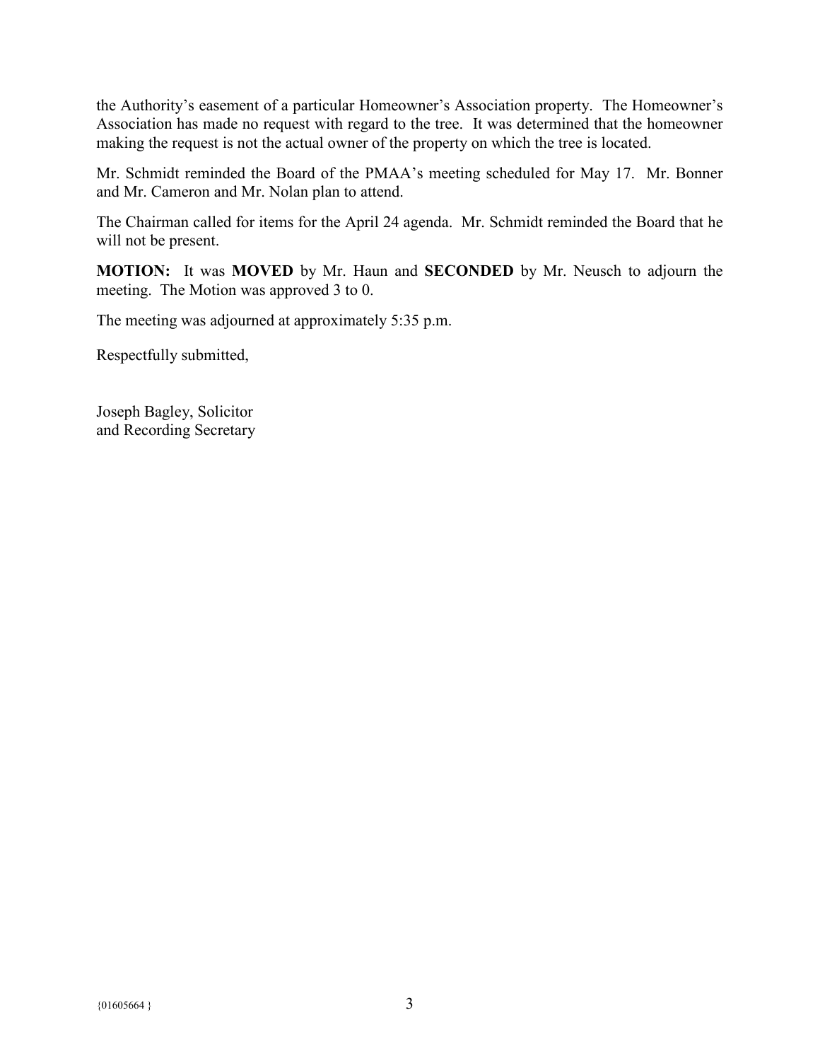the Authority's easement of a particular Homeowner's Association property. The Homeowner's Association has made no request with regard to the tree. It was determined that the homeowner making the request is not the actual owner of the property on which the tree is located.

Mr. Schmidt reminded the Board of the PMAA's meeting scheduled for May 17. Mr. Bonner and Mr. Cameron and Mr. Nolan plan to attend.

The Chairman called for items for the April 24 agenda. Mr. Schmidt reminded the Board that he will not be present.

**MOTION:** It was **MOVED** by Mr. Haun and **SECONDED** by Mr. Neusch to adjourn the meeting. The Motion was approved 3 to 0.

The meeting was adjourned at approximately 5:35 p.m.

Respectfully submitted,

Joseph Bagley, Solicitor
and Recording Secretary

{01605664 }